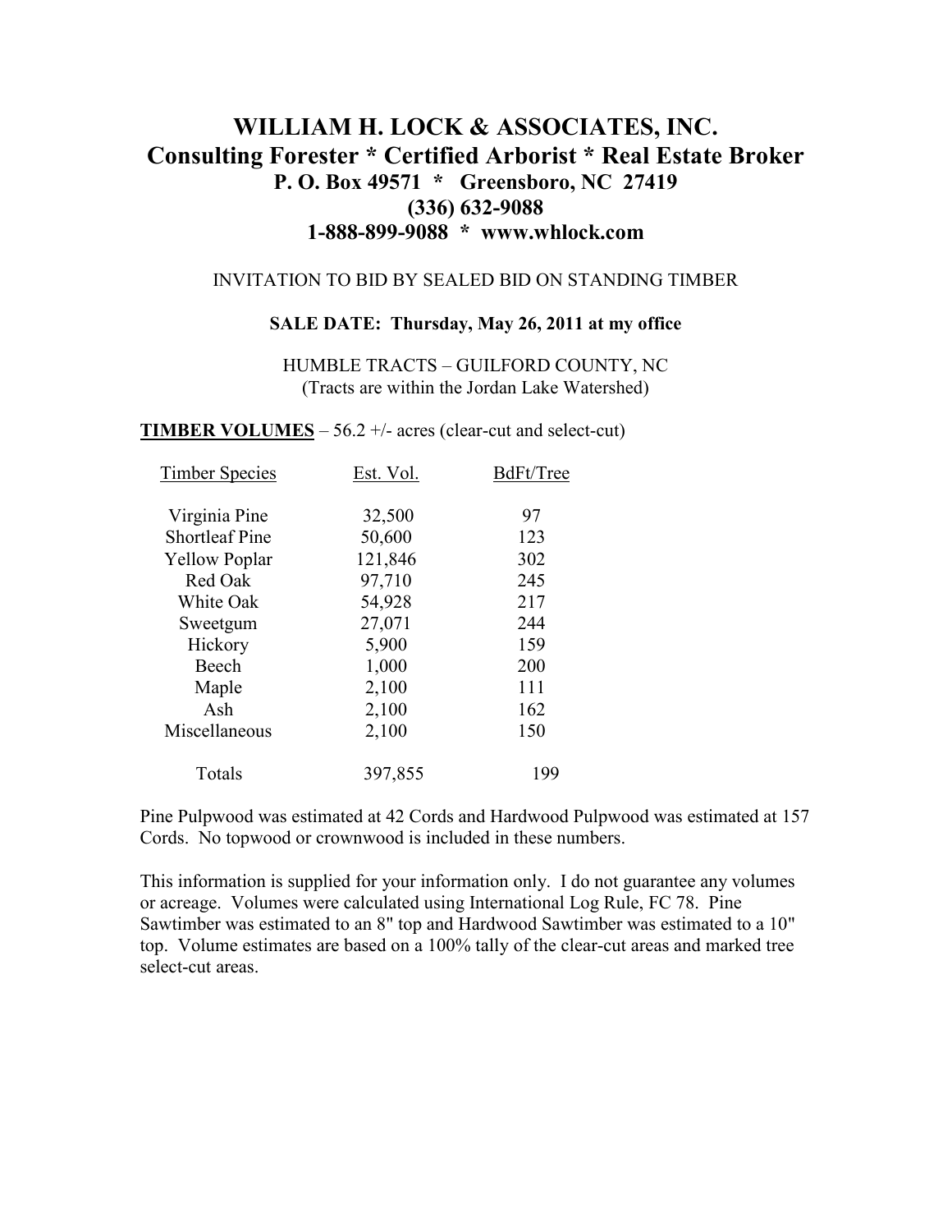# WILLIAM H. LOCK & ASSOCIATES, INC.
## Consulting Forester * Certified Arborist * Real Estate Broker
### P. O. Box 49571 * Greensboro, NC 27419
### (336) 632-9088
### 1-888-899-9088 * www.whlock.com

INVITATION TO BID BY SEALED BID ON STANDING TIMBER

**SALE DATE: Thursday, May 26, 2011 at my office**

HUMBLE TRACTS – GUILFORD COUNTY, NC
(Tracts are within the Jordan Lake Watershed)

**TIMBER VOLUMES** – 56.2 +/- acres (clear-cut and select-cut)

| Timber Species | Est. Vol. | BdFt/Tree |
|---|---|---|
| Virginia Pine | 32,500 | 97 |
| Shortleaf Pine | 50,600 | 123 |
| Yellow Poplar | 121,846 | 302 |
| Red Oak | 97,710 | 245 |
| White Oak | 54,928 | 217 |
| Sweetgum | 27,071 | 244 |
| Hickory | 5,900 | 159 |
| Beech | 1,000 | 200 |
| Maple | 2,100 | 111 |
| Ash | 2,100 | 162 |
| Miscellaneous | 2,100 | 150 |
| Totals | 397,855 | 199 |

Pine Pulpwood was estimated at 42 Cords and Hardwood Pulpwood was estimated at 157 Cords. No topwood or crownwood is included in these numbers.

This information is supplied for your information only. I do not guarantee any volumes or acreage. Volumes were calculated using International Log Rule, FC 78. Pine Sawtimber was estimated to an 8" top and Hardwood Sawtimber was estimated to a 10" top. Volume estimates are based on a 100% tally of the clear-cut areas and marked tree select-cut areas.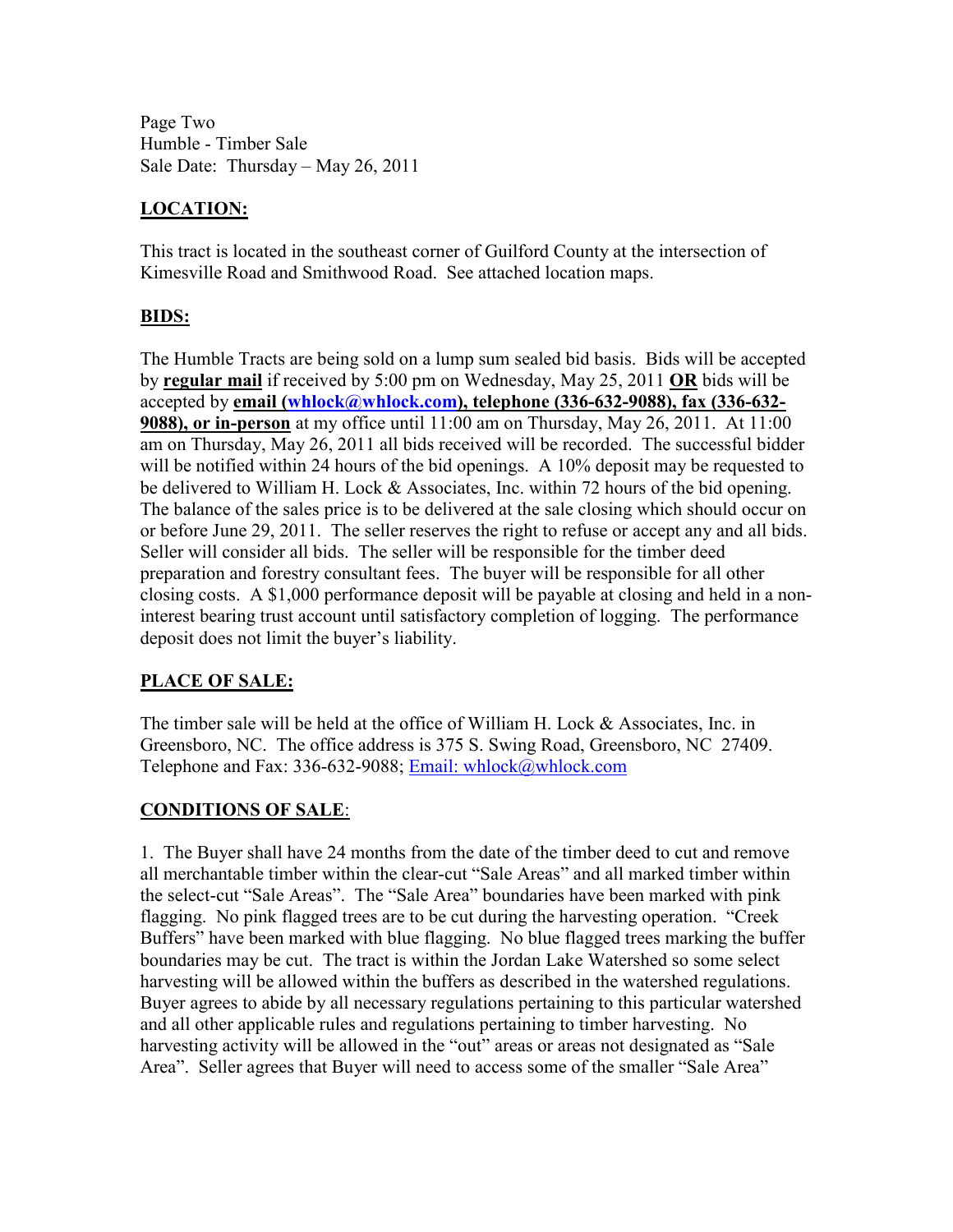Page Two
Humble - Timber Sale
Sale Date: Thursday – May 26, 2011

## LOCATION:

This tract is located in the southeast corner of Guilford County at the intersection of Kimesville Road and Smithwood Road. See attached location maps.

## BIDS:

The Humble Tracts are being sold on a lump sum sealed bid basis. Bids will be accepted by **regular mail** if received by 5:00 pm on Wednesday, May 25, 2011 **OR** bids will be accepted by **email (whlock@whlock.com), telephone (336-632-9088), fax (336-632-9088), or in-person** at my office until 11:00 am on Thursday, May 26, 2011. At 11:00 am on Thursday, May 26, 2011 all bids received will be recorded. The successful bidder will be notified within 24 hours of the bid openings. A 10% deposit may be requested to be delivered to William H. Lock & Associates, Inc. within 72 hours of the bid opening. The balance of the sales price is to be delivered at the sale closing which should occur on or before June 29, 2011. The seller reserves the right to refuse or accept any and all bids. Seller will consider all bids. The seller will be responsible for the timber deed preparation and forestry consultant fees. The buyer will be responsible for all other closing costs. A $1,000 performance deposit will be payable at closing and held in a non-interest bearing trust account until satisfactory completion of logging. The performance deposit does not limit the buyer's liability.

## PLACE OF SALE:

The timber sale will be held at the office of William H. Lock & Associates, Inc. in Greensboro, NC. The office address is 375 S. Swing Road, Greensboro, NC 27409. Telephone and Fax: 336-632-9088; Email: whlock@whlock.com

## CONDITIONS OF SALE:

1. The Buyer shall have 24 months from the date of the timber deed to cut and remove all merchantable timber within the clear-cut "Sale Areas" and all marked timber within the select-cut "Sale Areas". The "Sale Area" boundaries have been marked with pink flagging. No pink flagged trees are to be cut during the harvesting operation. "Creek Buffers" have been marked with blue flagging. No blue flagged trees marking the buffer boundaries may be cut. The tract is within the Jordan Lake Watershed so some select harvesting will be allowed within the buffers as described in the watershed regulations. Buyer agrees to abide by all necessary regulations pertaining to this particular watershed and all other applicable rules and regulations pertaining to timber harvesting. No harvesting activity will be allowed in the "out" areas or areas not designated as "Sale Area". Seller agrees that Buyer will need to access some of the smaller "Sale Area"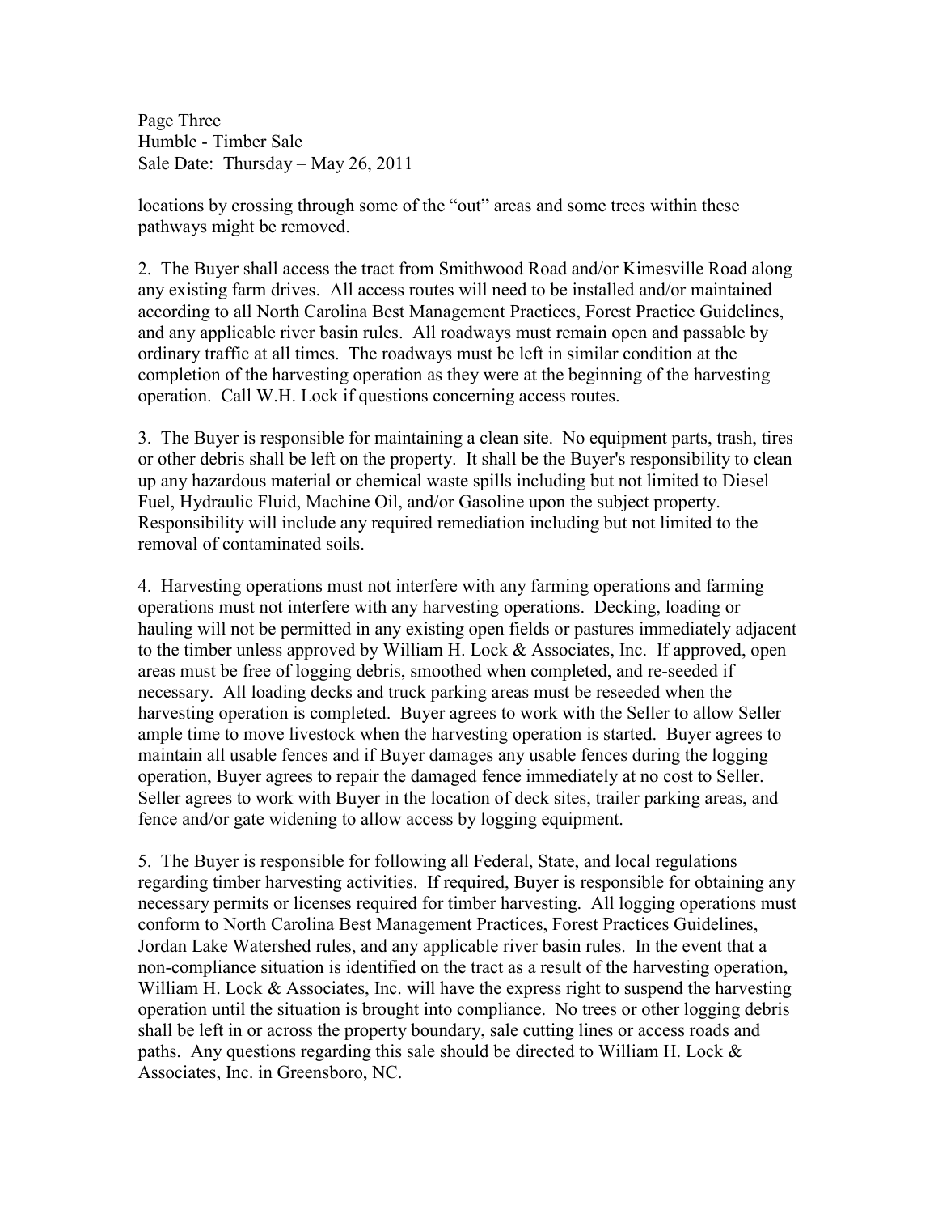locations by crossing through some of the "out" areas and some trees within these pathways might be removed.

2. The Buyer shall access the tract from Smithwood Road and/or Kimesville Road along any existing farm drives. All access routes will need to be installed and/or maintained according to all North Carolina Best Management Practices, Forest Practice Guidelines, and any applicable river basin rules. All roadways must remain open and passable by ordinary traffic at all times. The roadways must be left in similar condition at the completion of the harvesting operation as they were at the beginning of the harvesting operation. Call W.H. Lock if questions concerning access routes.

3. The Buyer is responsible for maintaining a clean site. No equipment parts, trash, tires or other debris shall be left on the property. It shall be the Buyer's responsibility to clean up any hazardous material or chemical waste spills including but not limited to Diesel Fuel, Hydraulic Fluid, Machine Oil, and/or Gasoline upon the subject property. Responsibility will include any required remediation including but not limited to the removal of contaminated soils.

4. Harvesting operations must not interfere with any farming operations and farming operations must not interfere with any harvesting operations. Decking, loading or hauling will not be permitted in any existing open fields or pastures immediately adjacent to the timber unless approved by William H. Lock & Associates, Inc. If approved, open areas must be free of logging debris, smoothed when completed, and re-seeded if necessary. All loading decks and truck parking areas must be reseeded when the harvesting operation is completed. Buyer agrees to work with the Seller to allow Seller ample time to move livestock when the harvesting operation is started. Buyer agrees to maintain all usable fences and if Buyer damages any usable fences during the logging operation, Buyer agrees to repair the damaged fence immediately at no cost to Seller. Seller agrees to work with Buyer in the location of deck sites, trailer parking areas, and fence and/or gate widening to allow access by logging equipment.

5. The Buyer is responsible for following all Federal, State, and local regulations regarding timber harvesting activities. If required, Buyer is responsible for obtaining any necessary permits or licenses required for timber harvesting. All logging operations must conform to North Carolina Best Management Practices, Forest Practices Guidelines, Jordan Lake Watershed rules, and any applicable river basin rules. In the event that a non-compliance situation is identified on the tract as a result of the harvesting operation, William H. Lock & Associates, Inc. will have the express right to suspend the harvesting operation until the situation is brought into compliance. No trees or other logging debris shall be left in or across the property boundary, sale cutting lines or access roads and paths. Any questions regarding this sale should be directed to William H. Lock & Associates, Inc. in Greensboro, NC.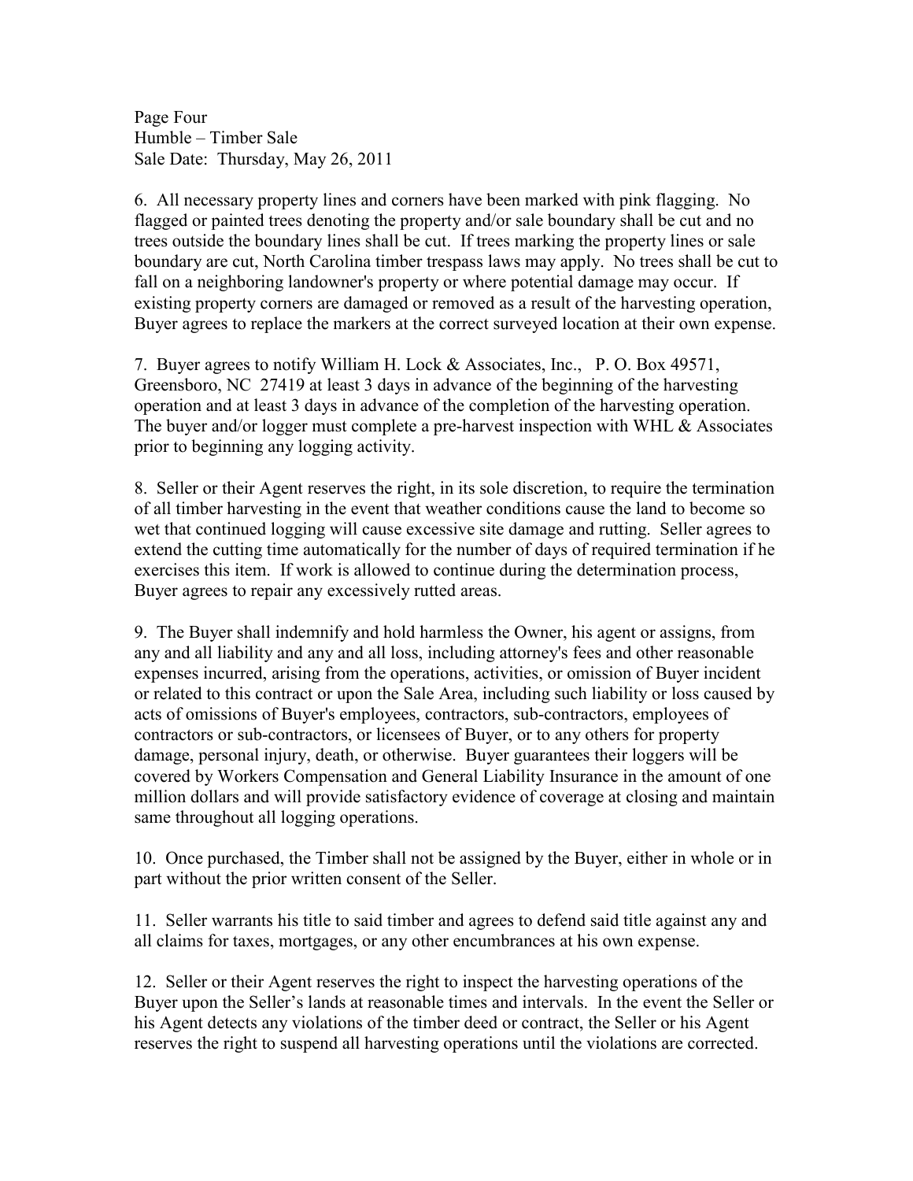6. All necessary property lines and corners have been marked with pink flagging. No flagged or painted trees denoting the property and/or sale boundary shall be cut and no trees outside the boundary lines shall be cut. If trees marking the property lines or sale boundary are cut, North Carolina timber trespass laws may apply. No trees shall be cut to fall on a neighboring landowner's property or where potential damage may occur. If existing property corners are damaged or removed as a result of the harvesting operation, Buyer agrees to replace the markers at the correct surveyed location at their own expense.

7. Buyer agrees to notify William H. Lock & Associates, Inc., P. O. Box 49571, Greensboro, NC 27419 at least 3 days in advance of the beginning of the harvesting operation and at least 3 days in advance of the completion of the harvesting operation. The buyer and/or logger must complete a pre-harvest inspection with WHL & Associates prior to beginning any logging activity.

8. Seller or their Agent reserves the right, in its sole discretion, to require the termination of all timber harvesting in the event that weather conditions cause the land to become so wet that continued logging will cause excessive site damage and rutting. Seller agrees to extend the cutting time automatically for the number of days of required termination if he exercises this item. If work is allowed to continue during the determination process, Buyer agrees to repair any excessively rutted areas.

9. The Buyer shall indemnify and hold harmless the Owner, his agent or assigns, from any and all liability and any and all loss, including attorney's fees and other reasonable expenses incurred, arising from the operations, activities, or omission of Buyer incident or related to this contract or upon the Sale Area, including such liability or loss caused by acts of omissions of Buyer's employees, contractors, sub-contractors, employees of contractors or sub-contractors, or licensees of Buyer, or to any others for property damage, personal injury, death, or otherwise. Buyer guarantees their loggers will be covered by Workers Compensation and General Liability Insurance in the amount of one million dollars and will provide satisfactory evidence of coverage at closing and maintain same throughout all logging operations.

10. Once purchased, the Timber shall not be assigned by the Buyer, either in whole or in part without the prior written consent of the Seller.

11. Seller warrants his title to said timber and agrees to defend said title against any and all claims for taxes, mortgages, or any other encumbrances at his own expense.

12. Seller or their Agent reserves the right to inspect the harvesting operations of the Buyer upon the Seller's lands at reasonable times and intervals. In the event the Seller or his Agent detects any violations of the timber deed or contract, the Seller or his Agent reserves the right to suspend all harvesting operations until the violations are corrected.